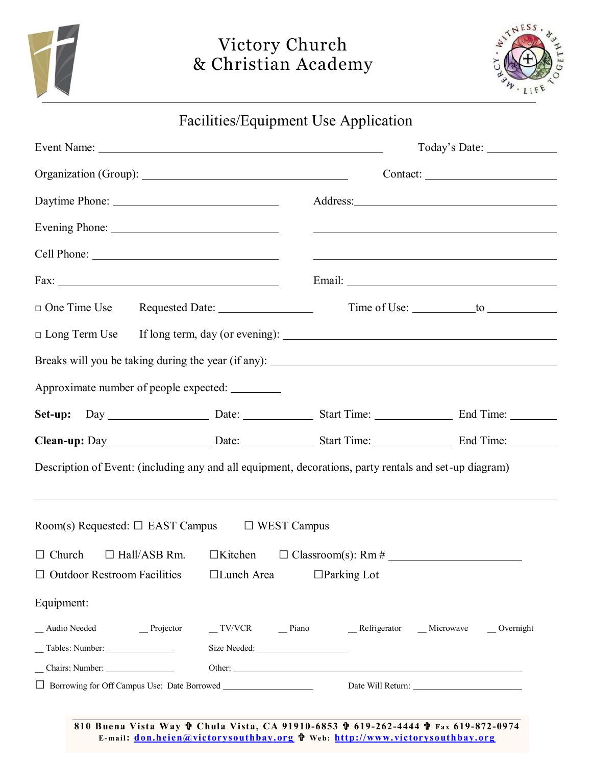# Victory Church
# & Christian Academy

## Facilities/Equipment Use Application

Event Name: ______________________________ Today's Date: __________

Organization (Group): ______________________________ Contact: ______________________

Daytime Phone: ______________________ Address: ______________________________

Evening Phone: ______________________ ______________________________

Cell Phone: ______________________ ______________________________

Fax: ______________________ Email: ______________________________

□ One Time Use Requested Date: ______________ Time of Use: __________ to __________

□ Long Term Use If long term, day (or evening): ______________________________

Breaks will you be taking during the year (if any): ______________________________

Approximate number of people expected: ________

**Set-up:** Day ______________ Date: __________ Start Time: __________ End Time: ________

**Clean-up:** Day ______________ Date: __________ Start Time: __________ End Time: ________

Description of Event: (including any and all equipment, decorations, party rentals and set-up diagram)

______________________________________________________________________

Room(s) Requested: ☐ EAST Campus ☐ WEST Campus

☐ Church ☐ Hall/ASB Rm. ☐Kitchen ☐ Classroom(s): Rm # ______________

☐ Outdoor Restroom Facilities ☐Lunch Area ☐Parking Lot

Equipment:

__ Audio Needed __ Projector __ TV/VCR __ Piano __ Refrigerator __ Microwave __ Overnight

__ Tables: Number: __________ Size Needed: ______________

__ Chairs: Number: __________ Other: ______________________________

☐ Borrowing for Off Campus Use: Date Borrowed ______________ Date Will Return: ______________

**810 Buena Vista Way ✞ Chula Vista, CA 91910-6853 ✞ 619-262-4444 ✞ Fax 619-872-0974**
**E-mail: don.heien@victorysouthbay.org ✞ Web: http://www.victorysouthbay.org**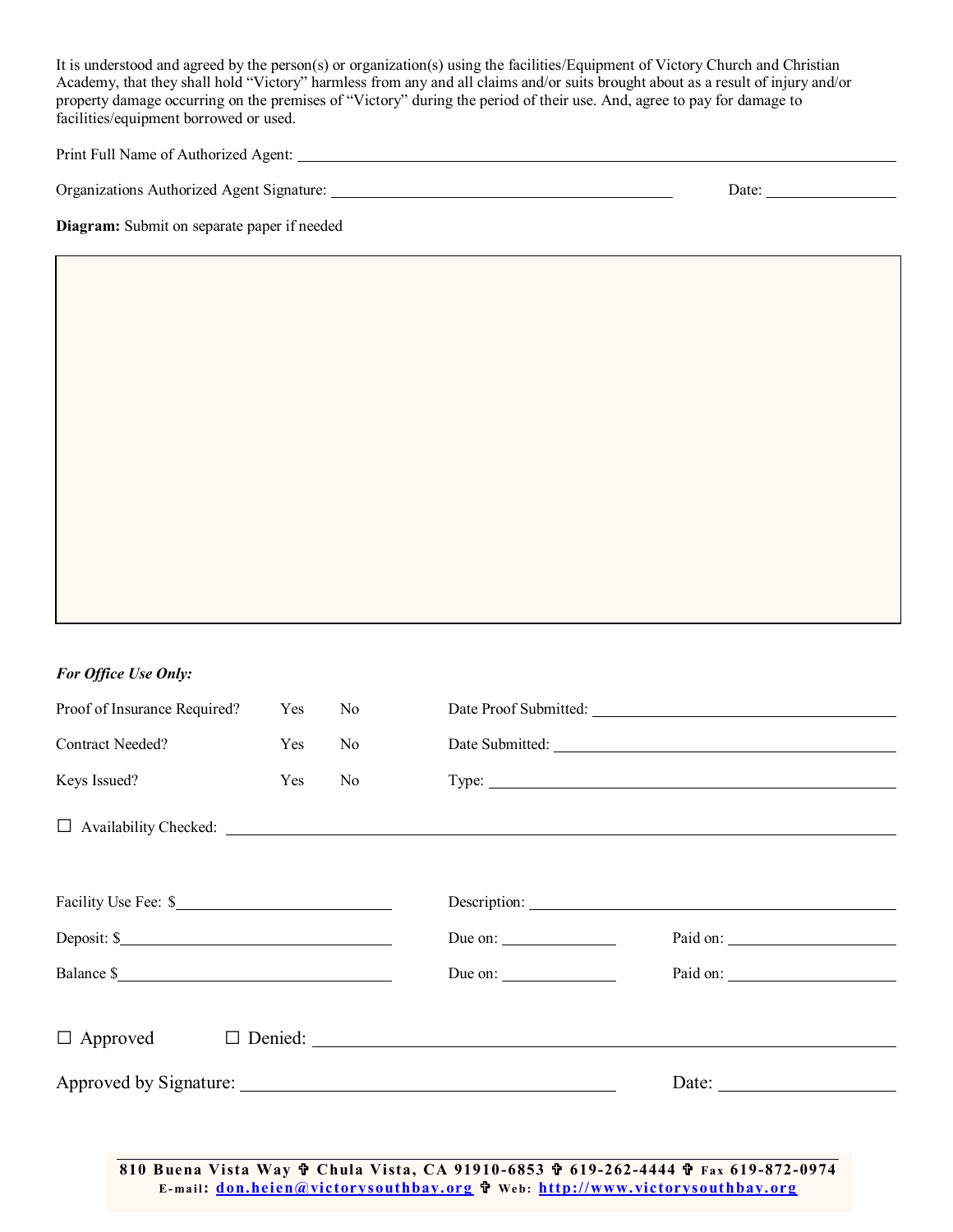It is understood and agreed by the person(s) or organization(s) using the facilities/Equipment of Victory Church and Christian Academy, that they shall hold "Victory" harmless from any and all claims and/or suits brought about as a result of injury and/or property damage occurring on the premises of "Victory" during the period of their use. And, agree to pay for damage to facilities/equipment borrowed or used.

Print Full Name of Authorized Agent: ______________________________

Organizations Authorized Agent Signature: ______________________________ Date: ______________

**Diagram:** Submit on separate paper if needed

***For Office Use Only:***

| | | | |
|---|---|---|---|
| Proof of Insurance Required? | Yes | No | Date Proof Submitted: ______________ |
| Contract Needed? | Yes | No | Date Submitted: ______________ |
| Keys Issued? | Yes | No | Type: ______________ |

☐ Availability Checked: ______________________________

| | | |
|---|---|---|
| Facility Use Fee: $______________ | Description: ______________ | |
| Deposit: $______________ | Due on: ______________ | Paid on: ______________ |
| Balance $______________ | Due on: ______________ | Paid on: ______________ |

☐ Approved ☐ Denied: ______________________________

Approved by Signature: ______________________________ Date: ______________

**810 Buena Vista Way ✞ Chula Vista, CA 91910-6853 ✞ 619-262-4444 ✞ Fax 619-872-0974**
**E-mail: don.heien@victorysouthbay.org ✞ Web: http://www.victorysouthbay.org**